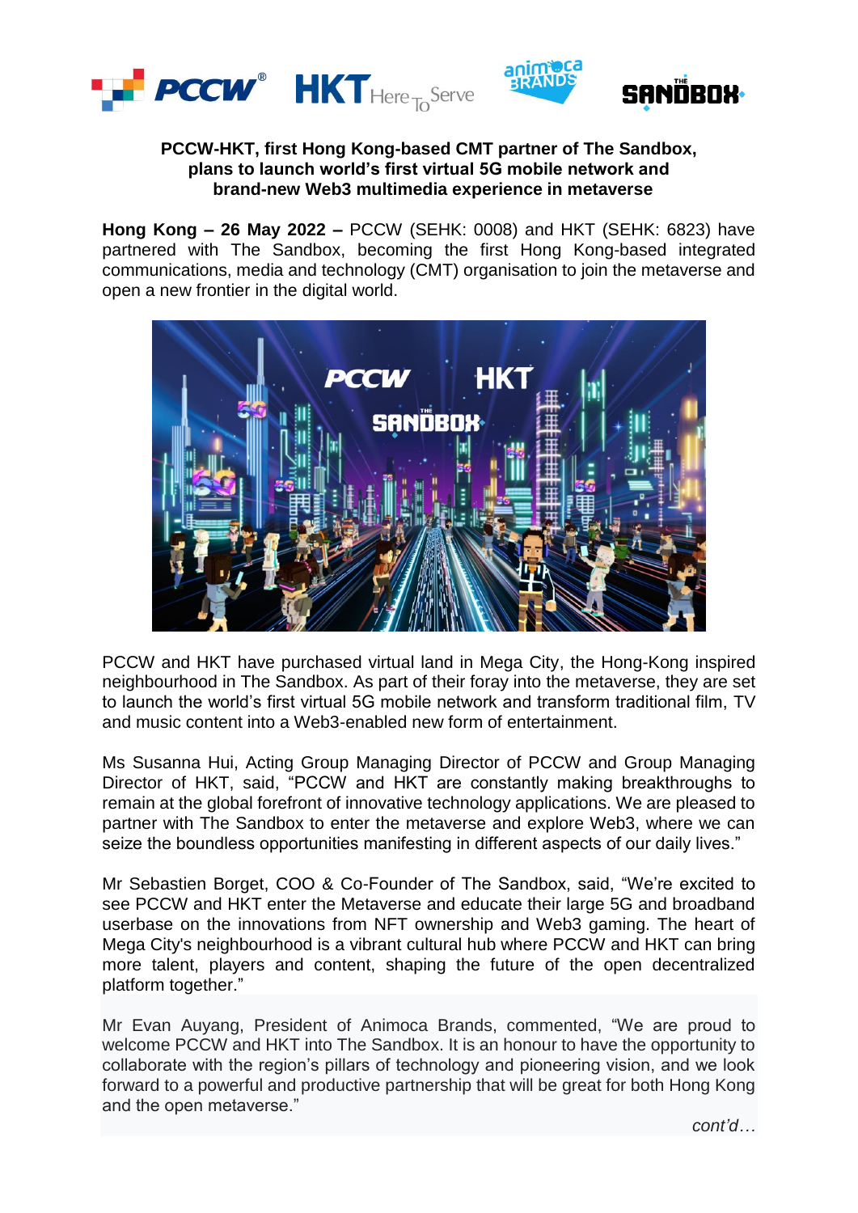**PCCW-HKT, first Hong Kong-based CMT partner of The Sandbox, plans to launch world's first virtual 5G mobile network and brand-new Web3 multimedia experience in metaverse**

**Hong Kong – 26 May 2022 –** PCCW (SEHK: 0008) and HKT (SEHK: 6823) have partnered with The Sandbox, becoming the first Hong Kong-based integrated communications, media and technology (CMT) organisation to join the metaverse and open a new frontier in the digital world.

PCCW and HKT have purchased virtual land in Mega City, the Hong-Kong inspired neighbourhood in The Sandbox. As part of their foray into the metaverse, they are set to launch the world's first virtual 5G mobile network and transform traditional film, TV and music content into a Web3-enabled new form of entertainment.

Ms Susanna Hui, Acting Group Managing Director of PCCW and Group Managing Director of HKT, said, "PCCW and HKT are constantly making breakthroughs to remain at the global forefront of innovative technology applications. We are pleased to partner with The Sandbox to enter the metaverse and explore Web3, where we can seize the boundless opportunities manifesting in different aspects of our daily lives."

Mr Sebastien Borget, COO & Co-Founder of The Sandbox, said, "We're excited to see PCCW and HKT enter the Metaverse and educate their large 5G and broadband userbase on the innovations from NFT ownership and Web3 gaming. The heart of Mega City's neighbourhood is a vibrant cultural hub where PCCW and HKT can bring more talent, players and content, shaping the future of the open decentralized platform together."

Mr Evan Auyang, President of Animoca Brands, commented, "We are proud to welcome PCCW and HKT into The Sandbox. It is an honour to have the opportunity to collaborate with the region's pillars of technology and pioneering vision, and we look forward to a powerful and productive partnership that will be great for both Hong Kong and the open metaverse."

*cont'd…*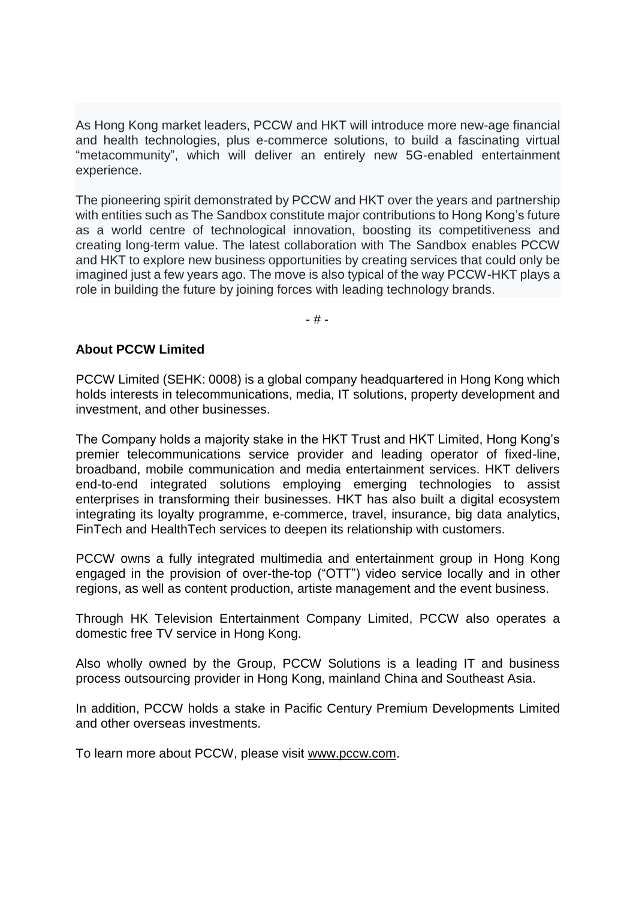As Hong Kong market leaders, PCCW and HKT will introduce more new-age financial and health technologies, plus e-commerce solutions, to build a fascinating virtual "metacommunity", which will deliver an entirely new 5G-enabled entertainment experience.

The pioneering spirit demonstrated by PCCW and HKT over the years and partnership with entities such as The Sandbox constitute major contributions to Hong Kong's future as a world centre of technological innovation, boosting its competitiveness and creating long-term value. The latest collaboration with The Sandbox enables PCCW and HKT to explore new business opportunities by creating services that could only be imagined just a few years ago. The move is also typical of the way PCCW-HKT plays a role in building the future by joining forces with leading technology brands.

- # -

**About PCCW Limited**

PCCW Limited (SEHK: 0008) is a global company headquartered in Hong Kong which holds interests in telecommunications, media, IT solutions, property development and investment, and other businesses.

The Company holds a majority stake in the HKT Trust and HKT Limited, Hong Kong's premier telecommunications service provider and leading operator of fixed-line, broadband, mobile communication and media entertainment services. HKT delivers end-to-end integrated solutions employing emerging technologies to assist enterprises in transforming their businesses. HKT has also built a digital ecosystem integrating its loyalty programme, e-commerce, travel, insurance, big data analytics, FinTech and HealthTech services to deepen its relationship with customers.

PCCW owns a fully integrated multimedia and entertainment group in Hong Kong engaged in the provision of over-the-top ("OTT") video service locally and in other regions, as well as content production, artiste management and the event business.

Through HK Television Entertainment Company Limited, PCCW also operates a domestic free TV service in Hong Kong.

Also wholly owned by the Group, PCCW Solutions is a leading IT and business process outsourcing provider in Hong Kong, mainland China and Southeast Asia.

In addition, PCCW holds a stake in Pacific Century Premium Developments Limited and other overseas investments.

To learn more about PCCW, please visit www.pccw.com.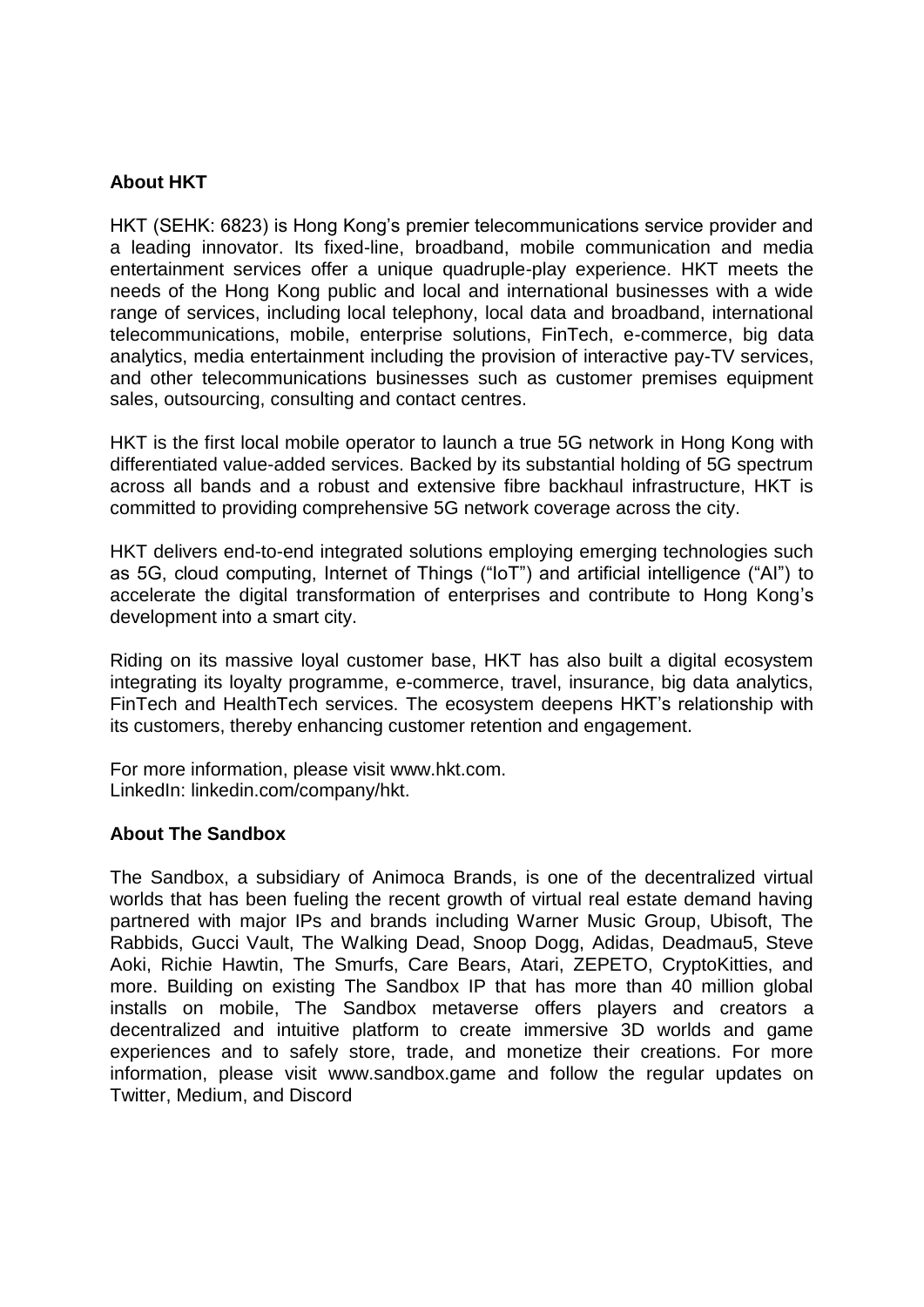**About HKT**

HKT (SEHK: 6823) is Hong Kong's premier telecommunications service provider and a leading innovator. Its fixed-line, broadband, mobile communication and media entertainment services offer a unique quadruple-play experience. HKT meets the needs of the Hong Kong public and local and international businesses with a wide range of services, including local telephony, local data and broadband, international telecommunications, mobile, enterprise solutions, FinTech, e-commerce, big data analytics, media entertainment including the provision of interactive pay-TV services, and other telecommunications businesses such as customer premises equipment sales, outsourcing, consulting and contact centres.

HKT is the first local mobile operator to launch a true 5G network in Hong Kong with differentiated value-added services. Backed by its substantial holding of 5G spectrum across all bands and a robust and extensive fibre backhaul infrastructure, HKT is committed to providing comprehensive 5G network coverage across the city.

HKT delivers end-to-end integrated solutions employing emerging technologies such as 5G, cloud computing, Internet of Things ("IoT") and artificial intelligence ("AI") to accelerate the digital transformation of enterprises and contribute to Hong Kong's development into a smart city.

Riding on its massive loyal customer base, HKT has also built a digital ecosystem integrating its loyalty programme, e-commerce, travel, insurance, big data analytics, FinTech and HealthTech services. The ecosystem deepens HKT's relationship with its customers, thereby enhancing customer retention and engagement.

For more information, please visit www.hkt.com.
LinkedIn: linkedin.com/company/hkt.

**About The Sandbox**

The Sandbox, a subsidiary of Animoca Brands, is one of the decentralized virtual worlds that has been fueling the recent growth of virtual real estate demand having partnered with major IPs and brands including Warner Music Group, Ubisoft, The Rabbids, Gucci Vault, The Walking Dead, Snoop Dogg, Adidas, Deadmau5, Steve Aoki, Richie Hawtin, The Smurfs, Care Bears, Atari, ZEPETO, CryptoKitties, and more. Building on existing The Sandbox IP that has more than 40 million global installs on mobile, The Sandbox metaverse offers players and creators a decentralized and intuitive platform to create immersive 3D worlds and game experiences and to safely store, trade, and monetize their creations. For more information, please visit www.sandbox.game and follow the regular updates on Twitter, Medium, and Discord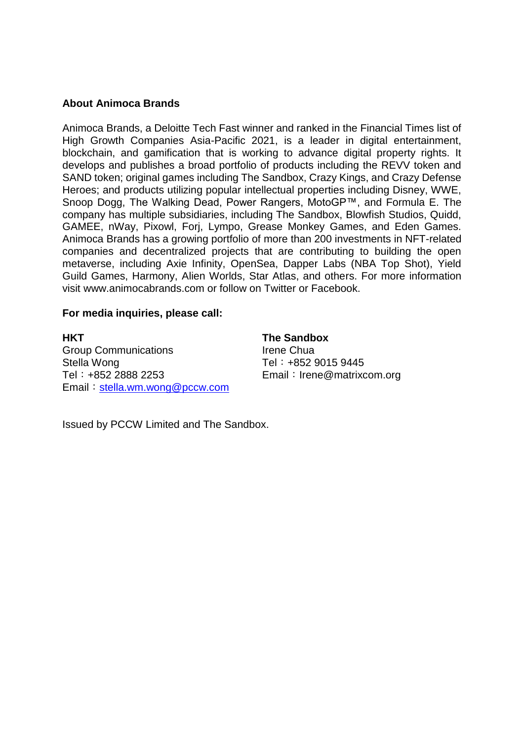**About Animoca Brands**

Animoca Brands, a Deloitte Tech Fast winner and ranked in the Financial Times list of High Growth Companies Asia-Pacific 2021, is a leader in digital entertainment, blockchain, and gamification that is working to advance digital property rights. It develops and publishes a broad portfolio of products including the REVV token and SAND token; original games including The Sandbox, Crazy Kings, and Crazy Defense Heroes; and products utilizing popular intellectual properties including Disney, WWE, Snoop Dogg, The Walking Dead, Power Rangers, MotoGP™, and Formula E. The company has multiple subsidiaries, including The Sandbox, Blowfish Studios, Quidd, GAMEE, nWay, Pixowl, Forj, Lympo, Grease Monkey Games, and Eden Games. Animoca Brands has a growing portfolio of more than 200 investments in NFT-related companies and decentralized projects that are contributing to building the open metaverse, including Axie Infinity, OpenSea, Dapper Labs (NBA Top Shot), Yield Guild Games, Harmony, Alien Worlds, Star Atlas, and others. For more information visit www.animocabrands.com or follow on Twitter or Facebook.

**For media inquiries, please call:**

**HKT**
Group Communications
Stella Wong
Tel：+852 2888 2253
Email：stella.wm.wong@pccw.com

**The Sandbox**
Irene Chua
Tel：+852 9015 9445
Email：Irene@matrixcom.org

Issued by PCCW Limited and The Sandbox.